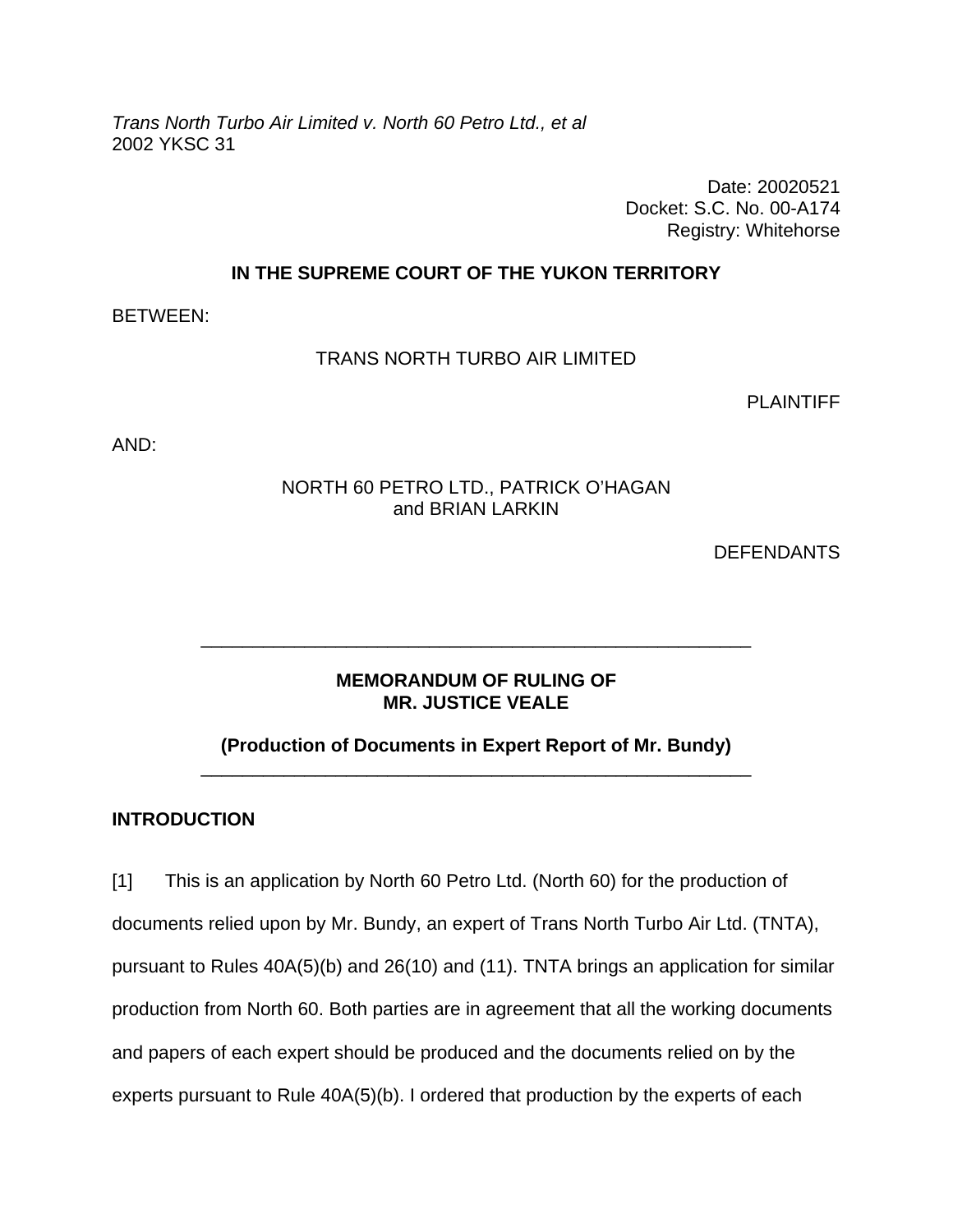*Trans North Turbo Air Limited v. North 60 Petro Ltd., et al*
2002 YKSC 31

Date: 20020521
Docket: S.C. No. 00-A174
Registry: Whitehorse

**IN THE SUPREME COURT OF THE YUKON TERRITORY**

BETWEEN:

TRANS NORTH TURBO AIR LIMITED

PLAINTIFF

AND:

NORTH 60 PETRO LTD., PATRICK O'HAGAN
and BRIAN LARKIN

DEFENDANTS

---

**MEMORANDUM OF RULING OF**
**MR. JUSTICE VEALE**

**(Production of Documents in Expert Report of Mr. Bundy)**

---

## INTRODUCTION

[1] This is an application by North 60 Petro Ltd. (North 60) for the production of documents relied upon by Mr. Bundy, an expert of Trans North Turbo Air Ltd. (TNTA), pursuant to Rules 40A(5)(b) and 26(10) and (11). TNTA brings an application for similar production from North 60. Both parties are in agreement that all the working documents and papers of each expert should be produced and the documents relied on by the experts pursuant to Rule 40A(5)(b). I ordered that production by the experts of each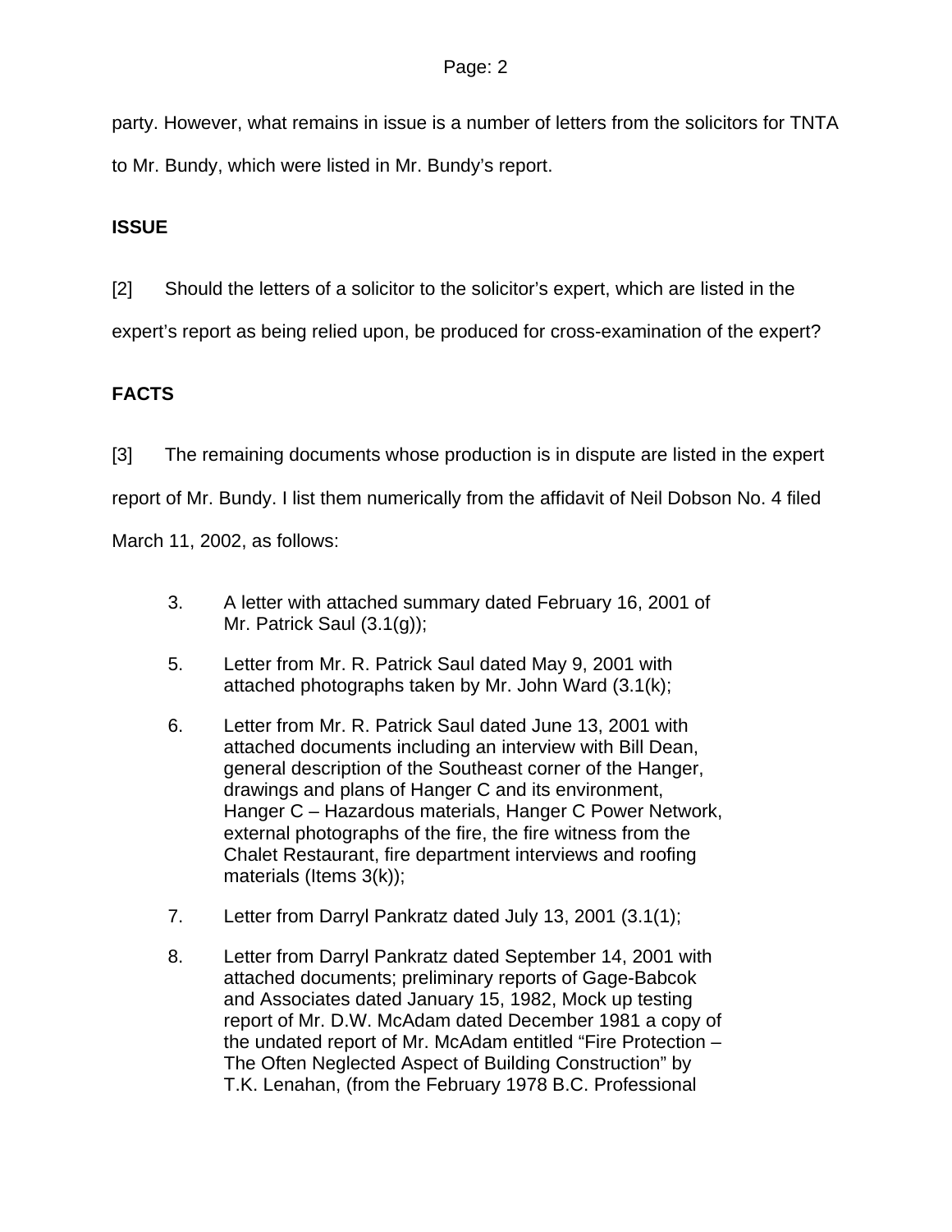party. However, what remains in issue is a number of letters from the solicitors for TNTA to Mr. Bundy, which were listed in Mr. Bundy's report.

**ISSUE**

[2] Should the letters of a solicitor to the solicitor's expert, which are listed in the expert's report as being relied upon, be produced for cross-examination of the expert?

**FACTS**

[3] The remaining documents whose production is in dispute are listed in the expert report of Mr. Bundy. I list them numerically from the affidavit of Neil Dobson No. 4 filed March 11, 2002, as follows:

> 3. A letter with attached summary dated February 16, 2001 of Mr. Patrick Saul (3.1(g));
>
> 5. Letter from Mr. R. Patrick Saul dated May 9, 2001 with attached photographs taken by Mr. John Ward (3.1(k);
>
> 6. Letter from Mr. R. Patrick Saul dated June 13, 2001 with attached documents including an interview with Bill Dean, general description of the Southeast corner of the Hanger, drawings and plans of Hanger C and its environment, Hanger C – Hazardous materials, Hanger C Power Network, external photographs of the fire, the fire witness from the Chalet Restaurant, fire department interviews and roofing materials (Items 3(k));
>
> 7. Letter from Darryl Pankratz dated July 13, 2001 (3.1(1);
>
> 8. Letter from Darryl Pankratz dated September 14, 2001 with attached documents; preliminary reports of Gage-Babcok and Associates dated January 15, 1982, Mock up testing report of Mr. D.W. McAdam dated December 1981 a copy of the undated report of Mr. McAdam entitled "Fire Protection – The Often Neglected Aspect of Building Construction" by T.K. Lenahan, (from the February 1978 B.C. Professional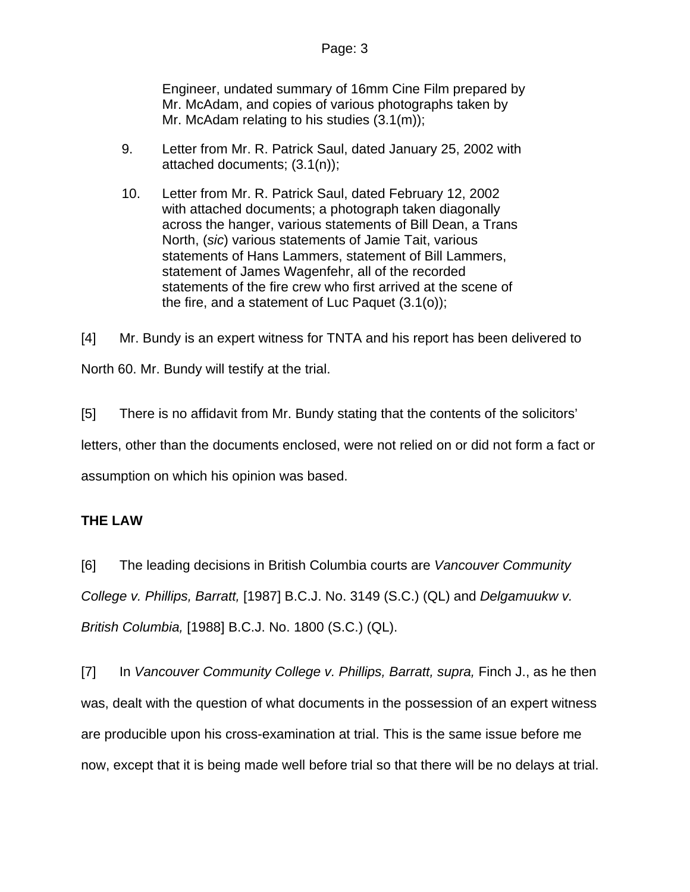Engineer, undated summary of 16mm Cine Film prepared by Mr. McAdam, and copies of various photographs taken by Mr. McAdam relating to his studies (3.1(m));

9. Letter from Mr. R. Patrick Saul, dated January 25, 2002 with attached documents; (3.1(n));

10. Letter from Mr. R. Patrick Saul, dated February 12, 2002 with attached documents; a photograph taken diagonally across the hanger, various statements of Bill Dean, a Trans North, (*sic*) various statements of Jamie Tait, various statements of Hans Lammers, statement of Bill Lammers, statement of James Wagenfehr, all of the recorded statements of the fire crew who first arrived at the scene of the fire, and a statement of Luc Paquet (3.1(o));

[4] Mr. Bundy is an expert witness for TNTA and his report has been delivered to North 60. Mr. Bundy will testify at the trial.

[5] There is no affidavit from Mr. Bundy stating that the contents of the solicitors' letters, other than the documents enclosed, were not relied on or did not form a fact or assumption on which his opinion was based.

**THE LAW**

[6] The leading decisions in British Columbia courts are *Vancouver Community College v. Phillips, Barratt,* [1987] B.C.J. No. 3149 (S.C.) (QL) and *Delgamuukw v. British Columbia,* [1988] B.C.J. No. 1800 (S.C.) (QL).

[7] In *Vancouver Community College v. Phillips, Barratt, supra,* Finch J., as he then was, dealt with the question of what documents in the possession of an expert witness are producible upon his cross-examination at trial. This is the same issue before me now, except that it is being made well before trial so that there will be no delays at trial.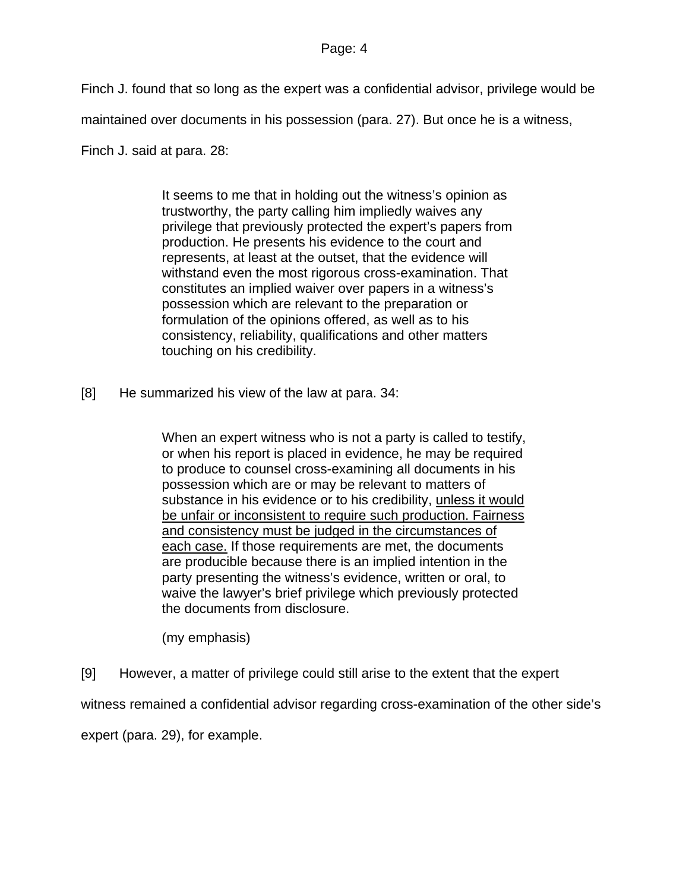Finch J. found that so long as the expert was a confidential advisor, privilege would be maintained over documents in his possession (para. 27). But once he is a witness, Finch J. said at para. 28:

> It seems to me that in holding out the witness's opinion as trustworthy, the party calling him impliedly waives any privilege that previously protected the expert's papers from production. He presents his evidence to the court and represents, at least at the outset, that the evidence will withstand even the most rigorous cross-examination. That constitutes an implied waiver over papers in a witness's possession which are relevant to the preparation or formulation of the opinions offered, as well as to his consistency, reliability, qualifications and other matters touching on his credibility.

[8] He summarized his view of the law at para. 34:

> When an expert witness who is not a party is called to testify, or when his report is placed in evidence, he may be required to produce to counsel cross-examining all documents in his possession which are or may be relevant to matters of substance in his evidence or to his credibility, <u>unless it would be unfair or inconsistent to require such production. Fairness and consistency must be judged in the circumstances of each case.</u> If those requirements are met, the documents are producible because there is an implied intention in the party presenting the witness's evidence, written or oral, to waive the lawyer's brief privilege which previously protected the documents from disclosure.
>
> (my emphasis)

[9] However, a matter of privilege could still arise to the extent that the expert witness remained a confidential advisor regarding cross-examination of the other side's expert (para. 29), for example.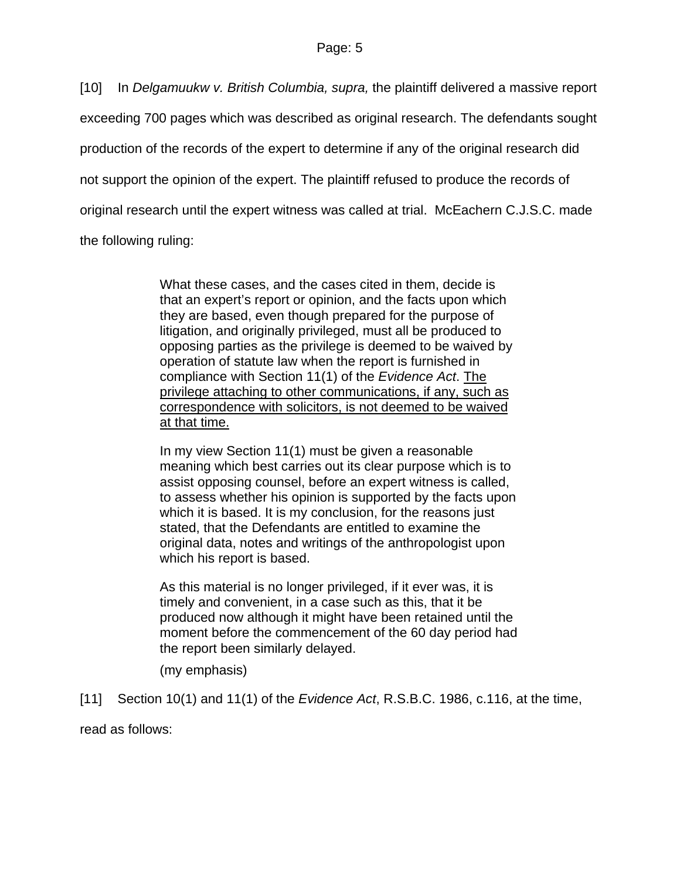[10] In *Delgamuukw v. British Columbia, supra,* the plaintiff delivered a massive report exceeding 700 pages which was described as original research. The defendants sought production of the records of the expert to determine if any of the original research did not support the opinion of the expert. The plaintiff refused to produce the records of original research until the expert witness was called at trial. McEachern C.J.S.C. made the following ruling:

> What these cases, and the cases cited in them, decide is that an expert's report or opinion, and the facts upon which they are based, even though prepared for the purpose of litigation, and originally privileged, must all be produced to opposing parties as the privilege is deemed to be waived by operation of statute law when the report is furnished in compliance with Section 11(1) of the *Evidence Act*. <u>The privilege attaching to other communications, if any, such as correspondence with solicitors, is not deemed to be waived at that time.</u>
>
> In my view Section 11(1) must be given a reasonable meaning which best carries out its clear purpose which is to assist opposing counsel, before an expert witness is called, to assess whether his opinion is supported by the facts upon which it is based. It is my conclusion, for the reasons just stated, that the Defendants are entitled to examine the original data, notes and writings of the anthropologist upon which his report is based.
>
> As this material is no longer privileged, if it ever was, it is timely and convenient, in a case such as this, that it be produced now although it might have been retained until the moment before the commencement of the 60 day period had the report been similarly delayed.
>
> (my emphasis)

[11] Section 10(1) and 11(1) of the *Evidence Act*, R.S.B.C. 1986, c.116, at the time, read as follows: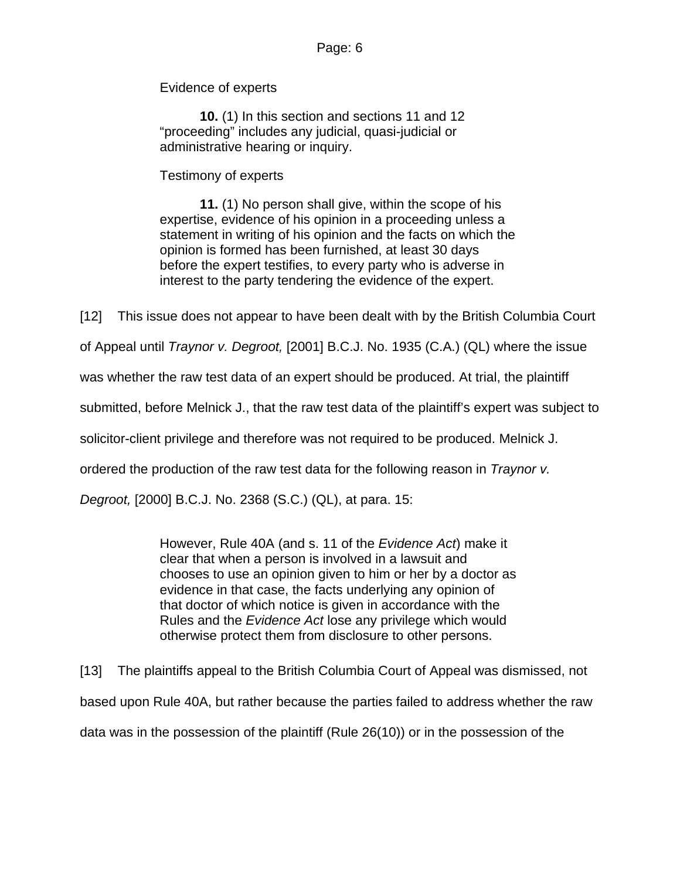Evidence of experts

> **10.** (1) In this section and sections 11 and 12 “proceeding” includes any judicial, quasi-judicial or administrative hearing or inquiry.

Testimony of experts

> **11.** (1) No person shall give, within the scope of his expertise, evidence of his opinion in a proceeding unless a statement in writing of his opinion and the facts on which the opinion is formed has been furnished, at least 30 days before the expert testifies, to every party who is adverse in interest to the party tendering the evidence of the expert.

[12] This issue does not appear to have been dealt with by the British Columbia Court of Appeal until *Traynor v. Degroot,* [2001] B.C.J. No. 1935 (C.A.) (QL) where the issue was whether the raw test data of an expert should be produced. At trial, the plaintiff submitted, before Melnick J., that the raw test data of the plaintiff’s expert was subject to solicitor-client privilege and therefore was not required to be produced. Melnick J. ordered the production of the raw test data for the following reason in *Traynor v. Degroot,* [2000] B.C.J. No. 2368 (S.C.) (QL), at para. 15:

> However, Rule 40A (and s. 11 of the *Evidence Act*) make it clear that when a person is involved in a lawsuit and chooses to use an opinion given to him or her by a doctor as evidence in that case, the facts underlying any opinion of that doctor of which notice is given in accordance with the Rules and the *Evidence Act* lose any privilege which would otherwise protect them from disclosure to other persons.

[13] The plaintiffs appeal to the British Columbia Court of Appeal was dismissed, not based upon Rule 40A, but rather because the parties failed to address whether the raw data was in the possession of the plaintiff (Rule 26(10)) or in the possession of the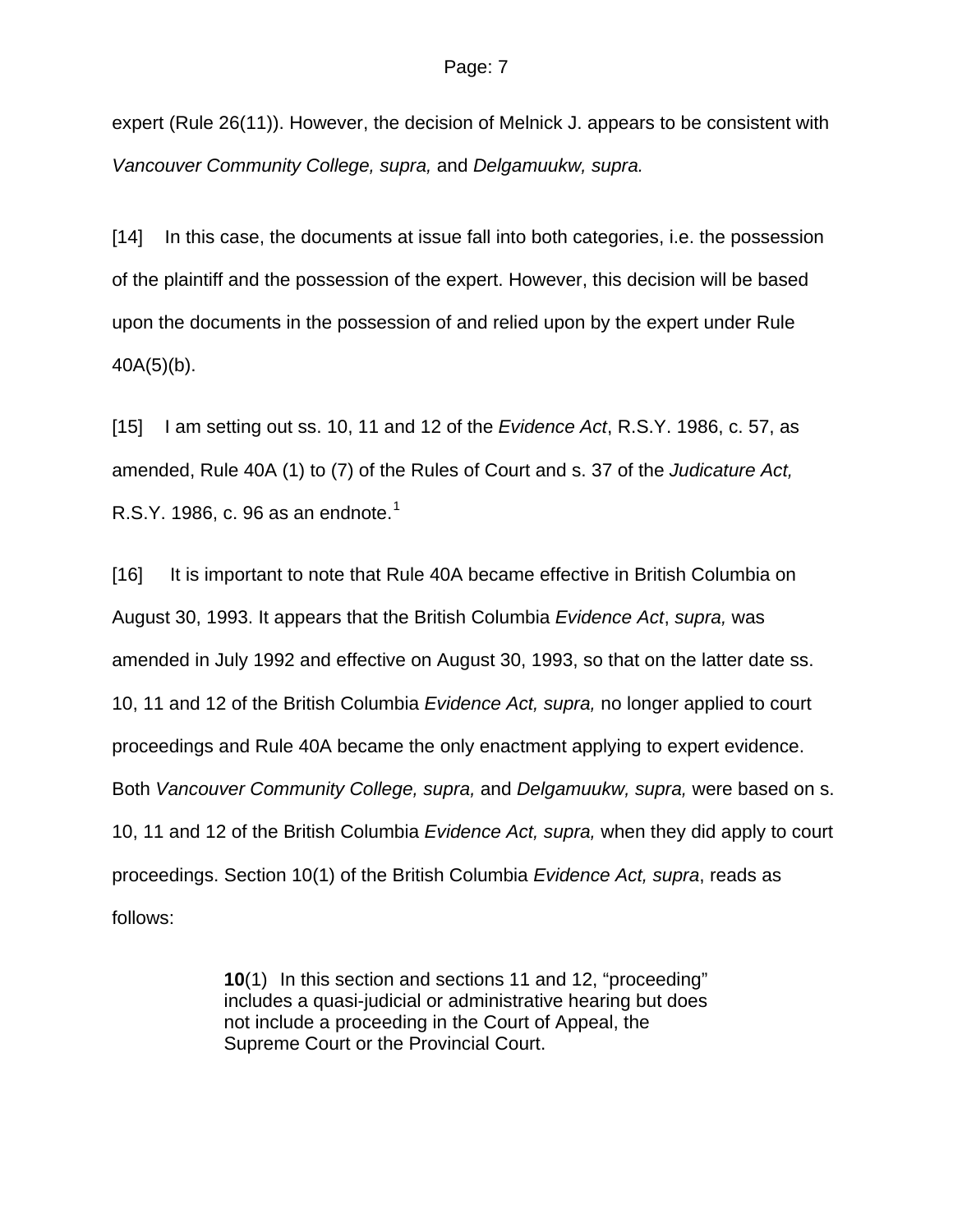expert (Rule 26(11)). However, the decision of Melnick J. appears to be consistent with *Vancouver Community College, supra,* and *Delgamuukw, supra.*

[14] In this case, the documents at issue fall into both categories, i.e. the possession of the plaintiff and the possession of the expert. However, this decision will be based upon the documents in the possession of and relied upon by the expert under Rule 40A(5)(b).

[15] I am setting out ss. 10, 11 and 12 of the *Evidence Act*, R.S.Y. 1986, c. 57, as amended, Rule 40A (1) to (7) of the Rules of Court and s. 37 of the *Judicature Act,* R.S.Y. 1986, c. 96 as an endnote.[1]

[16] It is important to note that Rule 40A became effective in British Columbia on August 30, 1993. It appears that the British Columbia *Evidence Act*, *supra,* was amended in July 1992 and effective on August 30, 1993, so that on the latter date ss. 10, 11 and 12 of the British Columbia *Evidence Act, supra,* no longer applied to court proceedings and Rule 40A became the only enactment applying to expert evidence. Both *Vancouver Community College, supra,* and *Delgamuukw, supra,* were based on s. 10, 11 and 12 of the British Columbia *Evidence Act, supra,* when they did apply to court proceedings. Section 10(1) of the British Columbia *Evidence Act, supra*, reads as follows:

> **10**(1) In this section and sections 11 and 12, "proceeding" includes a quasi-judicial or administrative hearing but does not include a proceeding in the Court of Appeal, the Supreme Court or the Provincial Court.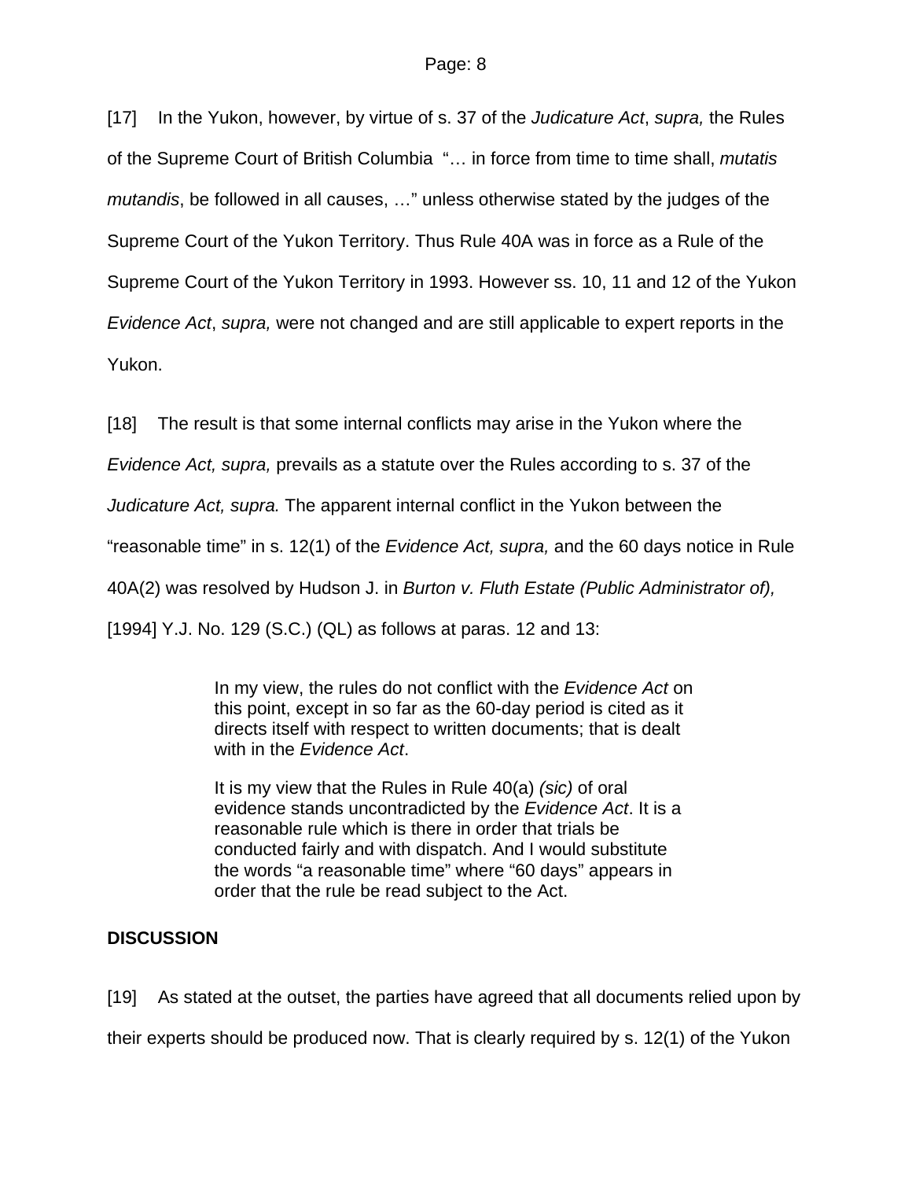[17] In the Yukon, however, by virtue of s. 37 of the *Judicature Act*, *supra,* the Rules of the Supreme Court of British Columbia "… in force from time to time shall, *mutatis mutandis*, be followed in all causes, …" unless otherwise stated by the judges of the Supreme Court of the Yukon Territory. Thus Rule 40A was in force as a Rule of the Supreme Court of the Yukon Territory in 1993. However ss. 10, 11 and 12 of the Yukon *Evidence Act*, *supra,* were not changed and are still applicable to expert reports in the Yukon.

[18] The result is that some internal conflicts may arise in the Yukon where the *Evidence Act, supra,* prevails as a statute over the Rules according to s. 37 of the *Judicature Act, supra.* The apparent internal conflict in the Yukon between the "reasonable time" in s. 12(1) of the *Evidence Act, supra,* and the 60 days notice in Rule 40A(2) was resolved by Hudson J. in *Burton v. Fluth Estate (Public Administrator of),* [1994] Y.J. No. 129 (S.C.) (QL) as follows at paras. 12 and 13:

> In my view, the rules do not conflict with the *Evidence Act* on this point, except in so far as the 60-day period is cited as it directs itself with respect to written documents; that is dealt with in the *Evidence Act*.
>
> It is my view that the Rules in Rule 40(a) *(sic)* of oral evidence stands uncontradicted by the *Evidence Act*. It is a reasonable rule which is there in order that trials be conducted fairly and with dispatch. And I would substitute the words "a reasonable time" where "60 days" appears in order that the rule be read subject to the Act.

## DISCUSSION

[19] As stated at the outset, the parties have agreed that all documents relied upon by their experts should be produced now. That is clearly required by s. 12(1) of the Yukon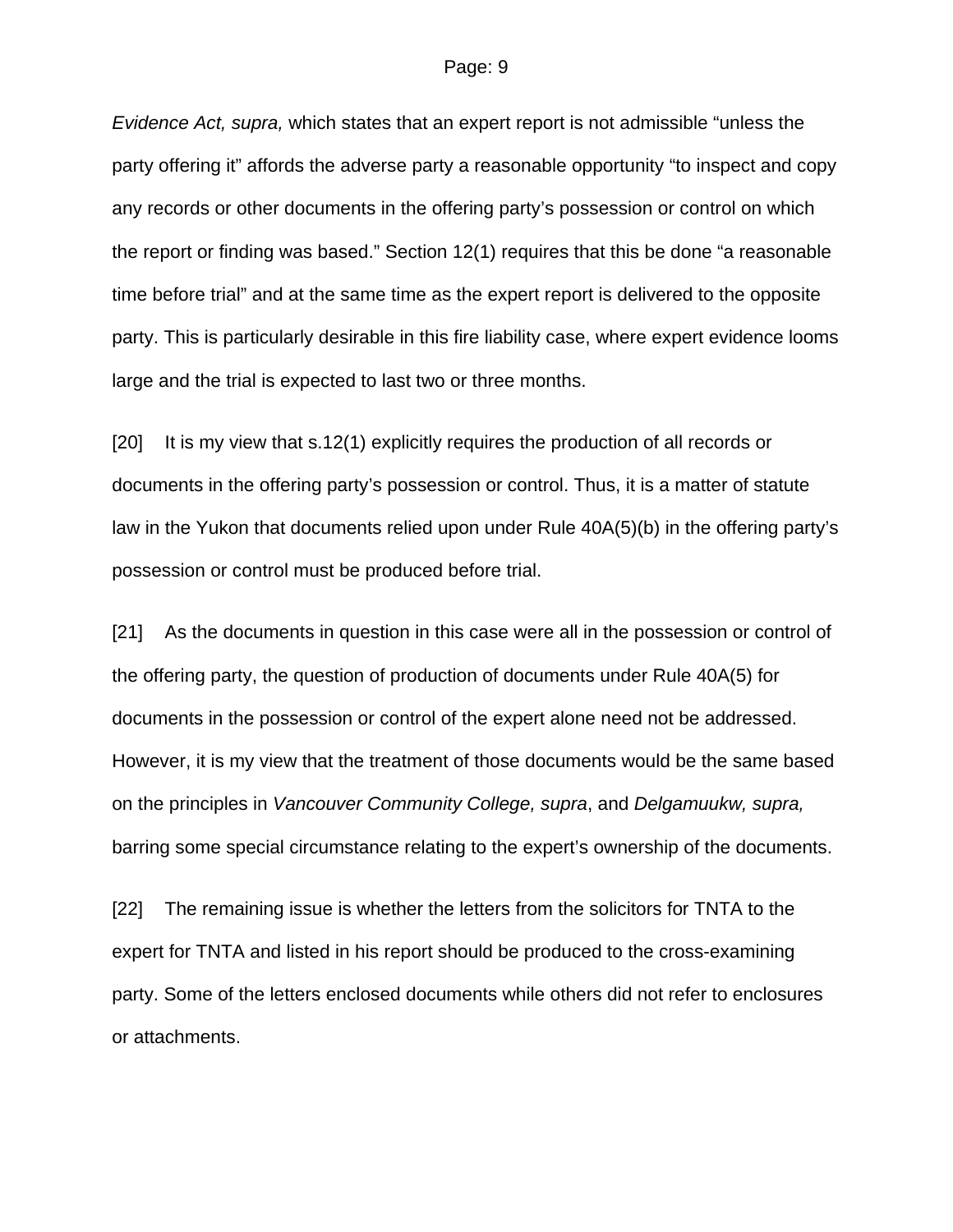*Evidence Act, supra,* which states that an expert report is not admissible "unless the party offering it" affords the adverse party a reasonable opportunity "to inspect and copy any records or other documents in the offering party's possession or control on which the report or finding was based." Section 12(1) requires that this be done "a reasonable time before trial" and at the same time as the expert report is delivered to the opposite party. This is particularly desirable in this fire liability case, where expert evidence looms large and the trial is expected to last two or three months.

[20] It is my view that s.12(1) explicitly requires the production of all records or documents in the offering party's possession or control. Thus, it is a matter of statute law in the Yukon that documents relied upon under Rule 40A(5)(b) in the offering party's possession or control must be produced before trial.

[21] As the documents in question in this case were all in the possession or control of the offering party, the question of production of documents under Rule 40A(5) for documents in the possession or control of the expert alone need not be addressed. However, it is my view that the treatment of those documents would be the same based on the principles in *Vancouver Community College, supra*, and *Delgamuukw, supra,* barring some special circumstance relating to the expert's ownership of the documents.

[22] The remaining issue is whether the letters from the solicitors for TNTA to the expert for TNTA and listed in his report should be produced to the cross-examining party. Some of the letters enclosed documents while others did not refer to enclosures or attachments.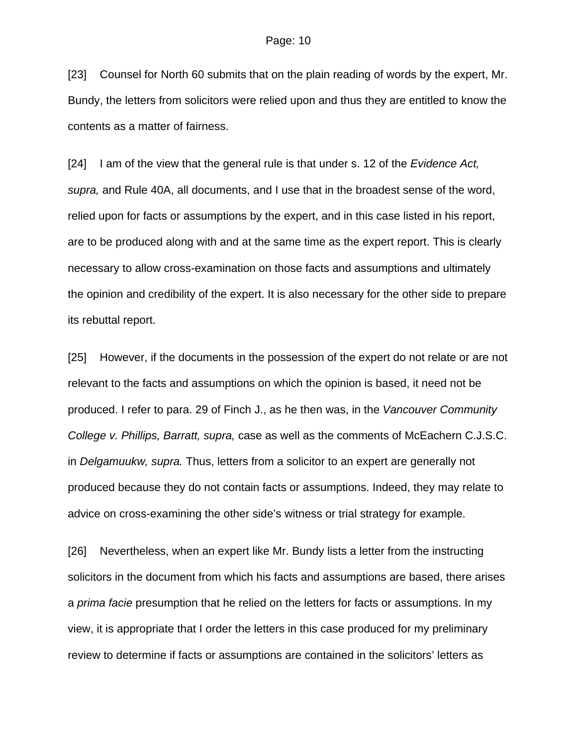[23] Counsel for North 60 submits that on the plain reading of words by the expert, Mr. Bundy, the letters from solicitors were relied upon and thus they are entitled to know the contents as a matter of fairness.

[24] I am of the view that the general rule is that under s. 12 of the *Evidence Act, supra,* and Rule 40A, all documents, and I use that in the broadest sense of the word, relied upon for facts or assumptions by the expert, and in this case listed in his report, are to be produced along with and at the same time as the expert report. This is clearly necessary to allow cross-examination on those facts and assumptions and ultimately the opinion and credibility of the expert. It is also necessary for the other side to prepare its rebuttal report.

[25] However, if the documents in the possession of the expert do not relate or are not relevant to the facts and assumptions on which the opinion is based, it need not be produced. I refer to para. 29 of Finch J., as he then was, in the *Vancouver Community College v. Phillips, Barratt, supra,* case as well as the comments of McEachern C.J.S.C. in *Delgamuukw, supra.* Thus, letters from a solicitor to an expert are generally not produced because they do not contain facts or assumptions. Indeed, they may relate to advice on cross-examining the other side's witness or trial strategy for example.

[26] Nevertheless, when an expert like Mr. Bundy lists a letter from the instructing solicitors in the document from which his facts and assumptions are based, there arises a *prima facie* presumption that he relied on the letters for facts or assumptions. In my view, it is appropriate that I order the letters in this case produced for my preliminary review to determine if facts or assumptions are contained in the solicitors' letters as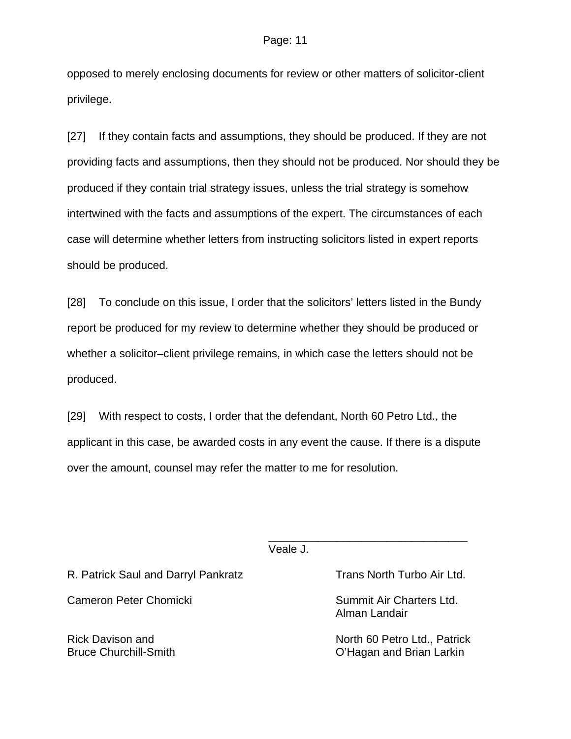opposed to merely enclosing documents for review or other matters of solicitor-client privilege.

[27] If they contain facts and assumptions, they should be produced. If they are not providing facts and assumptions, then they should not be produced. Nor should they be produced if they contain trial strategy issues, unless the trial strategy is somehow intertwined with the facts and assumptions of the expert. The circumstances of each case will determine whether letters from instructing solicitors listed in expert reports should be produced.

[28] To conclude on this issue, I order that the solicitors' letters listed in the Bundy report be produced for my review to determine whether they should be produced or whether a solicitor–client privilege remains, in which case the letters should not be produced.

[29] With respect to costs, I order that the defendant, North 60 Petro Ltd., the applicant in this case, be awarded costs in any event the cause. If there is a dispute over the amount, counsel may refer the matter to me for resolution.

\_\_\_\_\_\_\_\_\_\_\_\_\_\_\_\_\_\_\_\_\_\_\_\_\_\_\_\_\_\_\_\_

Veale J.

| | |
|---|---|
| R. Patrick Saul and Darryl Pankratz | Trans North Turbo Air Ltd. |
| Cameron Peter Chomicki | Summit Air Charters Ltd. Alman Landair |
| Rick Davison and Bruce Churchill-Smith | North 60 Petro Ltd., Patrick O'Hagan and Brian Larkin |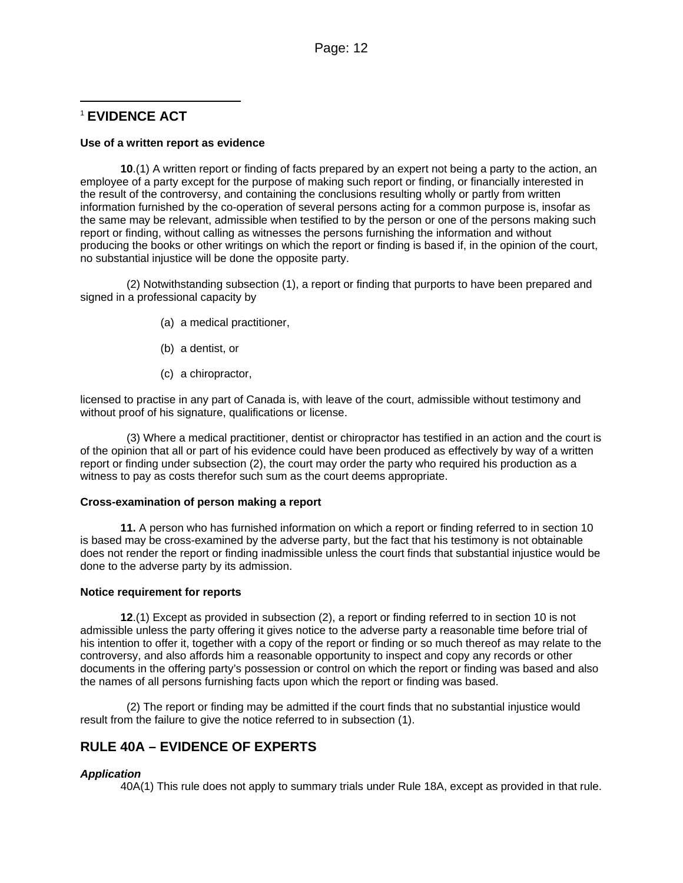[1] **EVIDENCE ACT**

**Use of a written report as evidence**

**10**.(1) A written report or finding of facts prepared by an expert not being a party to the action, an employee of a party except for the purpose of making such report or finding, or financially interested in the result of the controversy, and containing the conclusions resulting wholly or partly from written information furnished by the co-operation of several persons acting for a common purpose is, insofar as the same may be relevant, admissible when testified to by the person or one of the persons making such report or finding, without calling as witnesses the persons furnishing the information and without producing the books or other writings on which the report or finding is based if, in the opinion of the court, no substantial injustice will be done the opposite party.

(2) Notwithstanding subsection (1), a report or finding that purports to have been prepared and signed in a professional capacity by

(a) a medical practitioner,

(b) a dentist, or

(c) a chiropractor,

licensed to practise in any part of Canada is, with leave of the court, admissible without testimony and without proof of his signature, qualifications or license.

(3) Where a medical practitioner, dentist or chiropractor has testified in an action and the court is of the opinion that all or part of his evidence could have been produced as effectively by way of a written report or finding under subsection (2), the court may order the party who required his production as a witness to pay as costs therefor such sum as the court deems appropriate.

**Cross-examination of person making a report**

**11.** A person who has furnished information on which a report or finding referred to in section 10 is based may be cross-examined by the adverse party, but the fact that his testimony is not obtainable does not render the report or finding inadmissible unless the court finds that substantial injustice would be done to the adverse party by its admission.

**Notice requirement for reports**

**12**.(1) Except as provided in subsection (2), a report or finding referred to in section 10 is not admissible unless the party offering it gives notice to the adverse party a reasonable time before trial of his intention to offer it, together with a copy of the report or finding or so much thereof as may relate to the controversy, and also affords him a reasonable opportunity to inspect and copy any records or other documents in the offering party's possession or control on which the report or finding was based and also the names of all persons furnishing facts upon which the report or finding was based.

(2) The report or finding may be admitted if the court finds that no substantial injustice would result from the failure to give the notice referred to in subsection (1).

## RULE 40A – EVIDENCE OF EXPERTS

***Application***

40A(1) This rule does not apply to summary trials under Rule 18A, except as provided in that rule.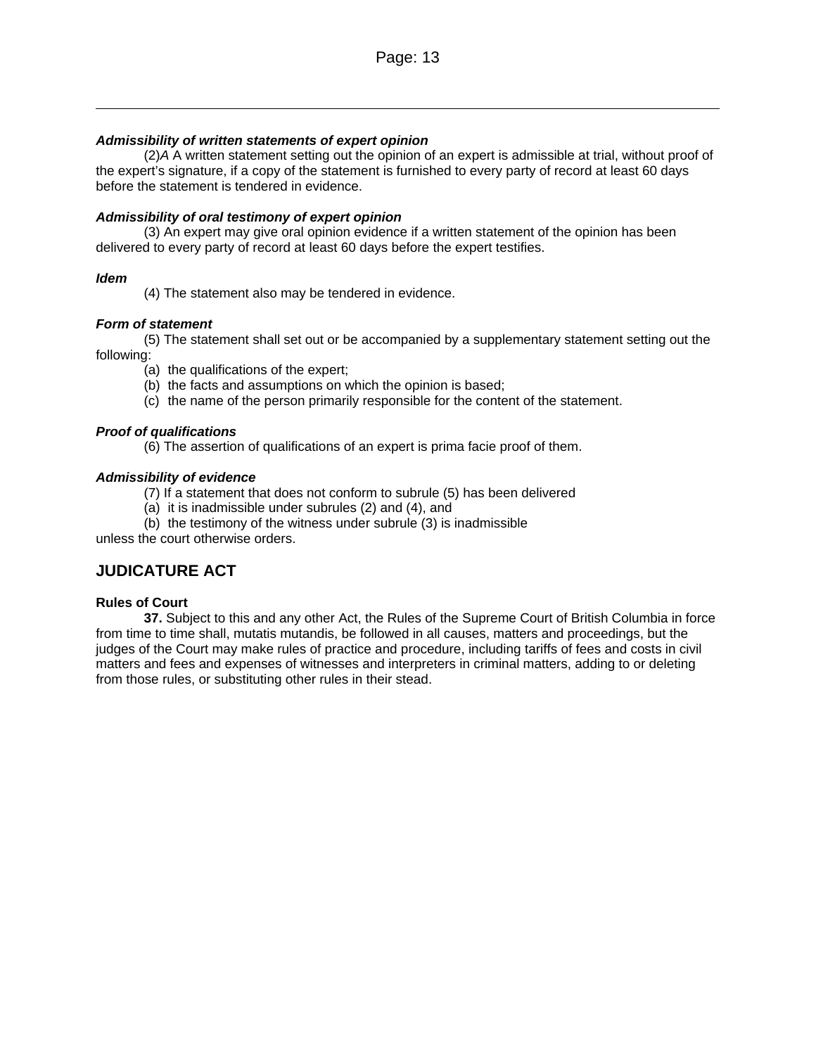***Admissibility of written statements of expert opinion***

(2)*A* A written statement setting out the opinion of an expert is admissible at trial, without proof of the expert's signature, if a copy of the statement is furnished to every party of record at least 60 days before the statement is tendered in evidence.

***Admissibility of oral testimony of expert opinion***

(3) An expert may give oral opinion evidence if a written statement of the opinion has been delivered to every party of record at least 60 days before the expert testifies.

***Idem***

(4) The statement also may be tendered in evidence.

***Form of statement***

(5) The statement shall set out or be accompanied by a supplementary statement setting out the following:

(a) the qualifications of the expert;

(b) the facts and assumptions on which the opinion is based;

(c) the name of the person primarily responsible for the content of the statement.

***Proof of qualifications***

(6) The assertion of qualifications of an expert is prima facie proof of them.

***Admissibility of evidence***

(7) If a statement that does not conform to subrule (5) has been delivered

(a) it is inadmissible under subrules (2) and (4), and

(b) the testimony of the witness under subrule (3) is inadmissible

unless the court otherwise orders.

## JUDICATURE ACT

**Rules of Court**

**37.** Subject to this and any other Act, the Rules of the Supreme Court of British Columbia in force from time to time shall, mutatis mutandis, be followed in all causes, matters and proceedings, but the judges of the Court may make rules of practice and procedure, including tariffs of fees and costs in civil matters and fees and expenses of witnesses and interpreters in criminal matters, adding to or deleting from those rules, or substituting other rules in their stead.